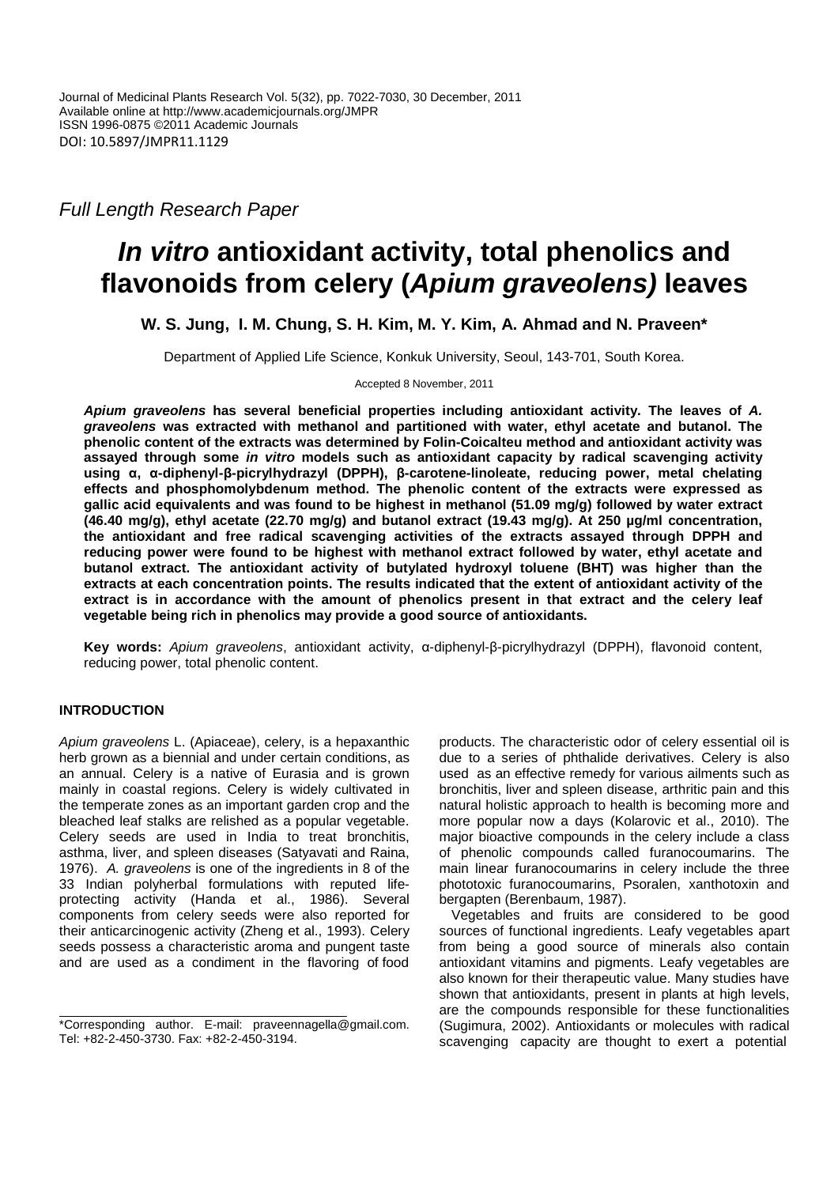Journal of Medicinal Plants Research Vol. 5(32), pp. 7022-7030, 30 December, 2011
Available online at http://www.academicjournals.org/JMPR
ISSN 1996-0875 ©2011 Academic Journals
DOI: 10.5897/JMPR11.1129

*Full Length Research Paper*

# *In vitro* antioxidant activity, total phenolics and flavonoids from celery (*Apium graveolens)* leaves

**W. S. Jung, I. M. Chung, S. H. Kim, M. Y. Kim, A. Ahmad and N. Praveen***

Department of Applied Life Science, Konkuk University, Seoul, 143-701, South Korea.

Accepted 8 November, 2011

***Apium graveolens* has several beneficial properties including antioxidant activity. The leaves of *A. graveolens* was extracted with methanol and partitioned with water, ethyl acetate and butanol. The phenolic content of the extracts was determined by Folin-Coicalteu method and antioxidant activity was assayed through some *in vitro* models such as antioxidant capacity by radical scavenging activity using α, α-diphenyl-β-picrylhydrazyl (DPPH), β-carotene-linoleate, reducing power, metal chelating effects and phosphomolybdenum method. The phenolic content of the extracts were expressed as gallic acid equivalents and was found to be highest in methanol (51.09 mg/g) followed by water extract (46.40 mg/g), ethyl acetate (22.70 mg/g) and butanol extract (19.43 mg/g). At 250 µg/ml concentration, the antioxidant and free radical scavenging activities of the extracts assayed through DPPH and reducing power were found to be highest with methanol extract followed by water, ethyl acetate and butanol extract. The antioxidant activity of butylated hydroxyl toluene (BHT) was higher than the extracts at each concentration points. The results indicated that the extent of antioxidant activity of the extract is in accordance with the amount of phenolics present in that extract and the celery leaf vegetable being rich in phenolics may provide a good source of antioxidants.**

**Key words:** *Apium graveolens*, antioxidant activity, α-diphenyl-β-picrylhydrazyl (DPPH), flavonoid content, reducing power, total phenolic content.

## INTRODUCTION

*Apium graveolens* L. (Apiaceae), celery, is a hepaxanthic herb grown as a biennial and under certain conditions, as an annual. Celery is a native of Eurasia and is grown mainly in coastal regions. Celery is widely cultivated in the temperate zones as an important garden crop and the bleached leaf stalks are relished as a popular vegetable. Celery seeds are used in India to treat bronchitis, asthma, liver, and spleen diseases (Satyavati and Raina, 1976). *A. graveolens* is one of the ingredients in 8 of the 33 Indian polyherbal formulations with reputed life-protecting activity (Handa et al., 1986). Several components from celery seeds were also reported for their anticarcinogenic activity (Zheng et al., 1993). Celery seeds possess a characteristic aroma and pungent taste and are used as a condiment in the flavoring of food products. The characteristic odor of celery essential oil is due to a series of phthalide derivatives. Celery is also used as an effective remedy for various ailments such as bronchitis, liver and spleen disease, arthritic pain and this natural holistic approach to health is becoming more and more popular now a days (Kolarovic et al., 2010). The major bioactive compounds in the celery include a class of phenolic compounds called furanocoumarins. The main linear furanocoumarins in celery include the three phototoxic furanocoumarins, Psoralen, xanthotoxin and bergapten (Berenbaum, 1987).

Vegetables and fruits are considered to be good sources of functional ingredients. Leafy vegetables apart from being a good source of minerals also contain antioxidant vitamins and pigments. Leafy vegetables are also known for their therapeutic value. Many studies have shown that antioxidants, present in plants at high levels, are the compounds responsible for these functionalities (Sugimura, 2002). Antioxidants or molecules with radical scavenging capacity are thought to exert a potential

*Corresponding author. E-mail: praveennagella@gmail.com. Tel: +82-2-450-3730. Fax: +82-2-450-3194.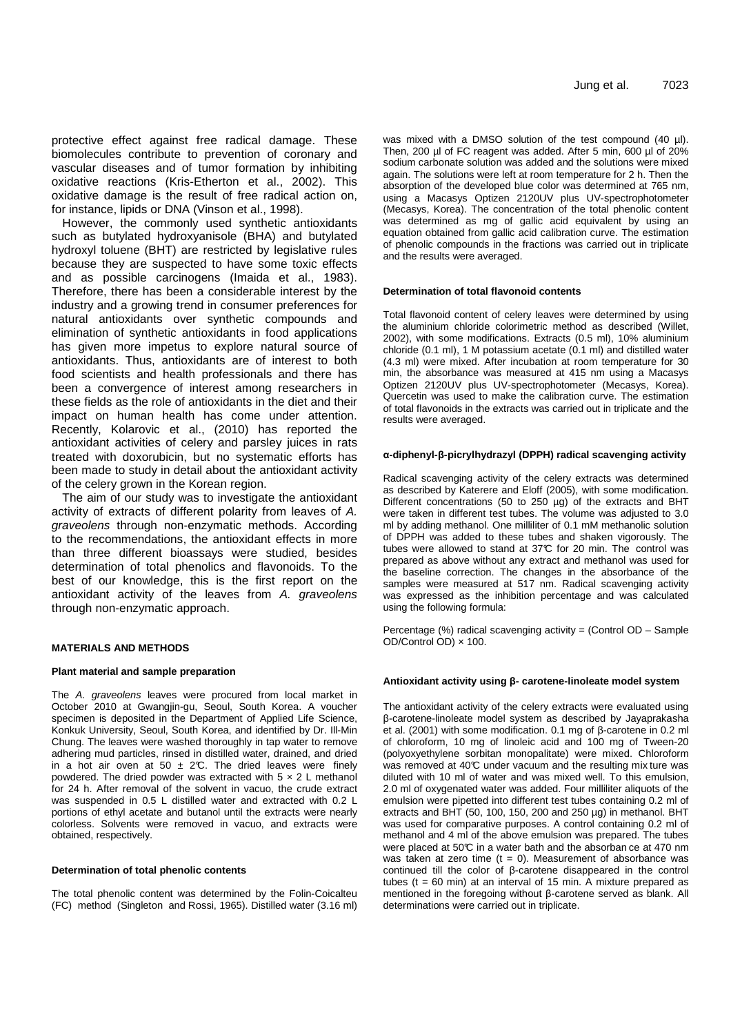protective effect against free radical damage. These biomolecules contribute to prevention of coronary and vascular diseases and of tumor formation by inhibiting oxidative reactions (Kris-Etherton et al., 2002). This oxidative damage is the result of free radical action on, for instance, lipids or DNA (Vinson et al., 1998).

However, the commonly used synthetic antioxidants such as butylated hydroxyanisole (BHA) and butylated hydroxyl toluene (BHT) are restricted by legislative rules because they are suspected to have some toxic effects and as possible carcinogens (Imaida et al., 1983). Therefore, there has been a considerable interest by the industry and a growing trend in consumer preferences for natural antioxidants over synthetic compounds and elimination of synthetic antioxidants in food applications has given more impetus to explore natural source of antioxidants. Thus, antioxidants are of interest to both food scientists and health professionals and there has been a convergence of interest among researchers in these fields as the role of antioxidants in the diet and their impact on human health has come under attention. Recently, Kolarovic et al., (2010) has reported the antioxidant activities of celery and parsley juices in rats treated with doxorubicin, but no systematic efforts has been made to study in detail about the antioxidant activity of the celery grown in the Korean region.

The aim of our study was to investigate the antioxidant activity of extracts of different polarity from leaves of *A. graveolens* through non-enzymatic methods. According to the recommendations, the antioxidant effects in more than three different bioassays were studied, besides determination of total phenolics and flavonoids. To the best of our knowledge, this is the first report on the antioxidant activity of the leaves from *A. graveolens* through non-enzymatic approach.

## MATERIALS AND METHODS

### Plant material and sample preparation

The *A. graveolens* leaves were procured from local market in October 2010 at Gwangjin-gu, Seoul, South Korea. A voucher specimen is deposited in the Department of Applied Life Science, Konkuk University, Seoul, South Korea, and identified by Dr. Ill-Min Chung. The leaves were washed thoroughly in tap water to remove adhering mud particles, rinsed in distilled water, drained, and dried in a hot air oven at 50 ± 2°C. The dried leaves were finely powdered. The dried powder was extracted with 5 × 2 L methanol for 24 h. After removal of the solvent in vacuo, the crude extract was suspended in 0.5 L distilled water and extracted with 0.2 L portions of ethyl acetate and butanol until the extracts were nearly colorless. Solvents were removed in vacuo, and extracts were obtained, respectively.

### Determination of total phenolic contents

The total phenolic content was determined by the Folin-Coicalteu (FC) method (Singleton and Rossi, 1965). Distilled water (3.16 ml) was mixed with a DMSO solution of the test compound (40 µl). Then, 200 µl of FC reagent was added. After 5 min, 600 µl of 20% sodium carbonate solution was added and the solutions were mixed again. The solutions were left at room temperature for 2 h. Then the absorption of the developed blue color was determined at 765 nm, using a Macasys Optizen 2120UV plus UV-spectrophotometer (Mecasys, Korea). The concentration of the total phenolic content was determined as mg of gallic acid equivalent by using an equation obtained from gallic acid calibration curve. The estimation of phenolic compounds in the fractions was carried out in triplicate and the results were averaged.

### Determination of total flavonoid contents

Total flavonoid content of celery leaves were determined by using the aluminium chloride colorimetric method as described (Willet, 2002), with some modifications. Extracts (0.5 ml), 10% aluminium chloride (0.1 ml), 1 M potassium acetate (0.1 ml) and distilled water (4.3 ml) were mixed. After incubation at room temperature for 30 min, the absorbance was measured at 415 nm using a Macasys Optizen 2120UV plus UV-spectrophotometer (Mecasys, Korea). Quercetin was used to make the calibration curve. The estimation of total flavonoids in the extracts was carried out in triplicate and the results were averaged.

### α-diphenyl-β-picrylhydrazyl (DPPH) radical scavenging activity

Radical scavenging activity of the celery extracts was determined as described by Katerere and Eloff (2005), with some modification. Different concentrations (50 to 250 µg) of the extracts and BHT were taken in different test tubes. The volume was adjusted to 3.0 ml by adding methanol. One milliliter of 0.1 mM methanolic solution of DPPH was added to these tubes and shaken vigorously. The tubes were allowed to stand at 37°C for 20 min. The control was prepared as above without any extract and methanol was used for the baseline correction. The changes in the absorbance of the samples were measured at 517 nm. Radical scavenging activity was expressed as the inhibition percentage and was calculated using the following formula:

Percentage (%) radical scavenging activity = (Control OD – Sample OD/Control OD) × 100.

### Antioxidant activity using β- carotene-linoleate model system

The antioxidant activity of the celery extracts were evaluated using β-carotene-linoleate model system as described by Jayaprakasha et al. (2001) with some modification. 0.1 mg of β-carotene in 0.2 ml of chloroform, 10 mg of linoleic acid and 100 mg of Tween-20 (polyoxyethylene sorbitan monopalitate) were mixed. Chloroform was removed at 40°C under vacuum and the resulting mix ture was diluted with 10 ml of water and was mixed well. To this emulsion, 2.0 ml of oxygenated water was added. Four milliliter aliquots of the emulsion were pipetted into different test tubes containing 0.2 ml of extracts and BHT (50, 100, 150, 200 and 250 µg) in methanol. BHT was used for comparative purposes. A control containing 0.2 ml of methanol and 4 ml of the above emulsion was prepared. The tubes were placed at 50°C in a water bath and the absorban ce at 470 nm was taken at zero time (t = 0). Measurement of absorbance was continued till the color of β-carotene disappeared in the control tubes (t = 60 min) at an interval of 15 min. A mixture prepared as mentioned in the foregoing without β-carotene served as blank. All determinations were carried out in triplicate.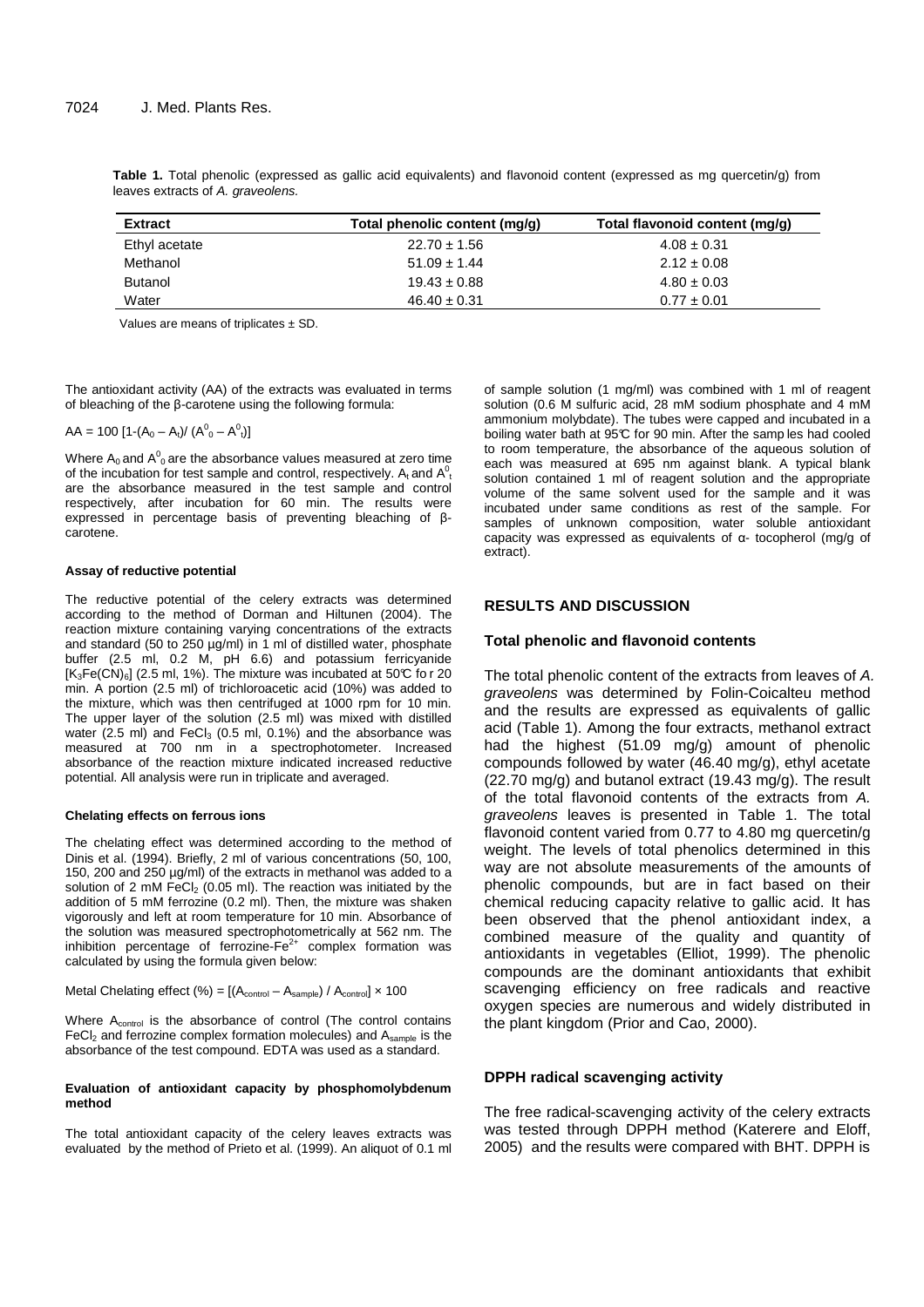**Table 1.** Total phenolic (expressed as gallic acid equivalents) and flavonoid content (expressed as mg quercetin/g) from leaves extracts of *A. graveolens.*

| Extract | Total phenolic content (mg/g) | Total flavonoid content (mg/g) |
|---|---|---|
| Ethyl acetate | 22.70 ± 1.56 | 4.08 ± 0.31 |
| Methanol | 51.09 ± 1.44 | 2.12 ± 0.08 |
| Butanol | 19.43 ± 0.88 | 4.80 ± 0.03 |
| Water | 46.40 ± 0.31 | 0.77 ± 0.01 |

Values are means of triplicates ± SD.

The antioxidant activity (AA) of the extracts was evaluated in terms of bleaching of the β-carotene using the following formula:

$$AA = 100 [1-(A_0 - A_t)/ (A^0_0 - A^0_t)]$$

Where $A_0$ and $A^0_0$ are the absorbance values measured at zero time of the incubation for test sample and control, respectively. $A_t$ and $A^0_t$ are the absorbance measured in the test sample and control respectively, after incubation for 60 min. The results were expressed in percentage basis of preventing bleaching of β-carotene.

#### Assay of reductive potential

The reductive potential of the celery extracts was determined according to the method of Dorman and Hiltunen (2004). The reaction mixture containing varying concentrations of the extracts and standard (50 to 250 µg/ml) in 1 ml of distilled water, phosphate buffer (2.5 ml, 0.2 M, pH 6.6) and potassium ferricyanide $[K_3Fe(CN)_6]$ (2.5 ml, 1%). The mixture was incubated at 50°C fo r 20 min. A portion (2.5 ml) of trichloroacetic acid (10%) was added to the mixture, which was then centrifuged at 1000 rpm for 10 min. The upper layer of the solution (2.5 ml) was mixed with distilled water (2.5 ml) and $FeCl_3$ (0.5 ml, 0.1%) and the absorbance was measured at 700 nm in a spectrophotometer. Increased absorbance of the reaction mixture indicated increased reductive potential. All analysis were run in triplicate and averaged.

#### Chelating effects on ferrous ions

The chelating effect was determined according to the method of Dinis et al. (1994). Briefly, 2 ml of various concentrations (50, 100, 150, 200 and 250 µg/ml) of the extracts in methanol was added to a solution of 2 mM $FeCl_2$ (0.05 ml). The reaction was initiated by the addition of 5 mM ferrozine (0.2 ml). Then, the mixture was shaken vigorously and left at room temperature for 10 min. Absorbance of the solution was measured spectrophotometrically at 562 nm. The inhibition percentage of ferrozine-$Fe^{2+}$ complex formation was calculated by using the formula given below:

$$\text{Metal Chelating effect (\%)} = [(A_{control} - A_{sample}) / A_{control}] \times 100$$

Where $A_{control}$ is the absorbance of control (The control contains $FeCl_2$ and ferrozine complex formation molecules) and $A_{sample}$ is the absorbance of the test compound. EDTA was used as a standard.

#### Evaluation of antioxidant capacity by phosphomolybdenum method

The total antioxidant capacity of the celery leaves extracts was evaluated by the method of Prieto et al. (1999). An aliquot of 0.1 ml of sample solution (1 mg/ml) was combined with 1 ml of reagent solution (0.6 M sulfuric acid, 28 mM sodium phosphate and 4 mM ammonium molybdate). The tubes were capped and incubated in a boiling water bath at 95°C for 90 min. After the samp les had cooled to room temperature, the absorbance of the aqueous solution of each was measured at 695 nm against blank. A typical blank solution contained 1 ml of reagent solution and the appropriate volume of the same solvent used for the sample and it was incubated under same conditions as rest of the sample. For samples of unknown composition, water soluble antioxidant capacity was expressed as equivalents of α- tocopherol (mg/g of extract).

## RESULTS AND DISCUSSION

### Total phenolic and flavonoid contents

The total phenolic content of the extracts from leaves of *A. graveolens* was determined by Folin-Coicalteu method and the results are expressed as equivalents of gallic acid (Table 1). Among the four extracts, methanol extract had the highest (51.09 mg/g) amount of phenolic compounds followed by water (46.40 mg/g), ethyl acetate (22.70 mg/g) and butanol extract (19.43 mg/g). The result of the total flavonoid contents of the extracts from *A. graveolens* leaves is presented in Table 1. The total flavonoid content varied from 0.77 to 4.80 mg quercetin/g weight. The levels of total phenolics determined in this way are not absolute measurements of the amounts of phenolic compounds, but are in fact based on their chemical reducing capacity relative to gallic acid. It has been observed that the phenol antioxidant index, a combined measure of the quality and quantity of antioxidants in vegetables (Elliot, 1999). The phenolic compounds are the dominant antioxidants that exhibit scavenging efficiency on free radicals and reactive oxygen species are numerous and widely distributed in the plant kingdom (Prior and Cao, 2000).

### DPPH radical scavenging activity

The free radical-scavenging activity of the celery extracts was tested through DPPH method (Katerere and Eloff, 2005) and the results were compared with BHT. DPPH is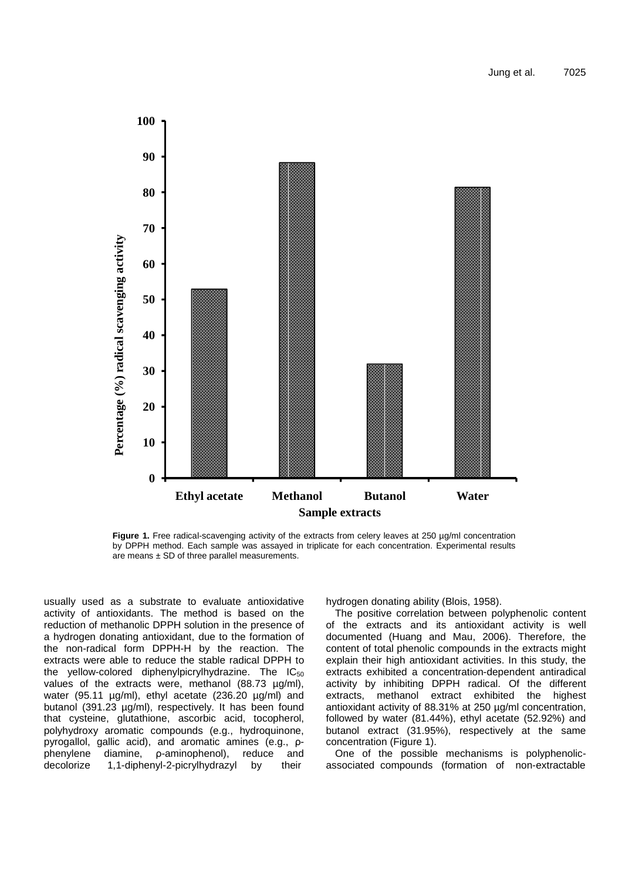**Figure 1.** Free radical-scavenging activity of the extracts from celery leaves at 250 µg/ml concentration by DPPH method. Each sample was assayed in triplicate for each concentration. Experimental results are means ± SD of three parallel measurements.

usually used as a substrate to evaluate antioxidative activity of antioxidants. The method is based on the reduction of methanolic DPPH solution in the presence of a hydrogen donating antioxidant, due to the formation of the non-radical form DPPH-H by the reaction. The extracts were able to reduce the stable radical DPPH to the yellow-colored diphenylpicrylhydrazine. The $IC_{50}$ values of the extracts were, methanol (88.73 µg/ml), water (95.11 µg/ml), ethyl acetate (236.20 µg/ml) and butanol (391.23 µg/ml), respectively. It has been found that cysteine, glutathione, ascorbic acid, tocopherol, polyhydroxy aromatic compounds (e.g., hydroquinone, pyrogallol, gallic acid), and aromatic amines (e.g., ρ-phenylene diamine, ρ-aminophenol), reduce and decolorize 1,1-diphenyl-2-picrylhydrazyl by their hydrogen donating ability (Blois, 1958).

The positive correlation between polyphenolic content of the extracts and its antioxidant activity is well documented (Huang and Mau, 2006). Therefore, the content of total phenolic compounds in the extracts might explain their high antioxidant activities. In this study, the extracts exhibited a concentration-dependent antiradical activity by inhibiting DPPH radical. Of the different extracts, methanol extract exhibited the highest antioxidant activity of 88.31% at 250 µg/ml concentration, followed by water (81.44%), ethyl acetate (52.92%) and butanol extract (31.95%), respectively at the same concentration (Figure 1).

One of the possible mechanisms is polyphenolic-associated compounds (formation of non-extractable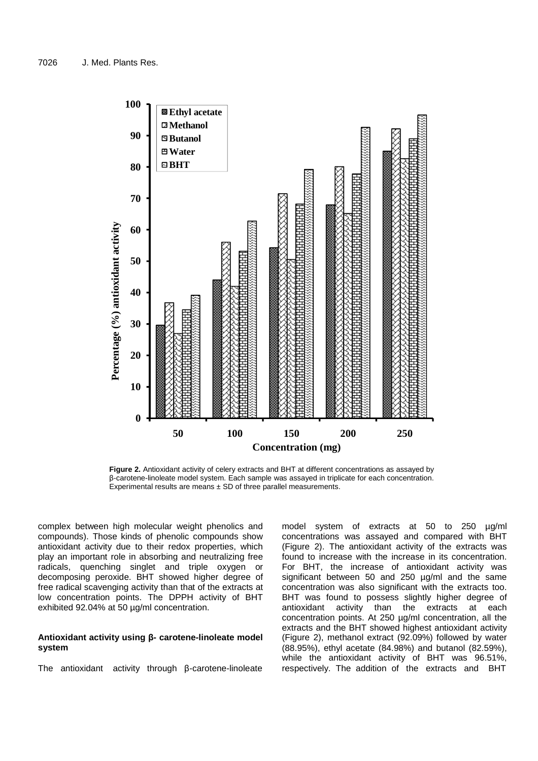**Figure 2.** Antioxidant activity of celery extracts and BHT at different concentrations as assayed by β-carotene-linoleate model system. Each sample was assayed in triplicate for each concentration. Experimental results are means ± SD of three parallel measurements.

complex between high molecular weight phenolics and compounds). Those kinds of phenolic compounds show antioxidant activity due to their redox properties, which play an important role in absorbing and neutralizing free radicals, quenching singlet and triple oxygen or decomposing peroxide. BHT showed higher degree of free radical scavenging activity than that of the extracts at low concentration points. The DPPH activity of BHT exhibited 92.04% at 50 µg/ml concentration.

#### Antioxidant activity using β- carotene-linoleate model system

The antioxidant activity through β-carotene-linoleate model system of extracts at 50 to 250 µg/ml concentrations was assayed and compared with BHT (Figure 2). The antioxidant activity of the extracts was found to increase with the increase in its concentration. For BHT, the increase of antioxidant activity was significant between 50 and 250 µg/ml and the same concentration was also significant with the extracts too. BHT was found to possess slightly higher degree of antioxidant activity than the extracts at each concentration points. At 250 µg/ml concentration, all the extracts and the BHT showed highest antioxidant activity (Figure 2), methanol extract (92.09%) followed by water (88.95%), ethyl acetate (84.98%) and butanol (82.59%), while the antioxidant activity of BHT was 96.51%, respectively. The addition of the extracts and BHT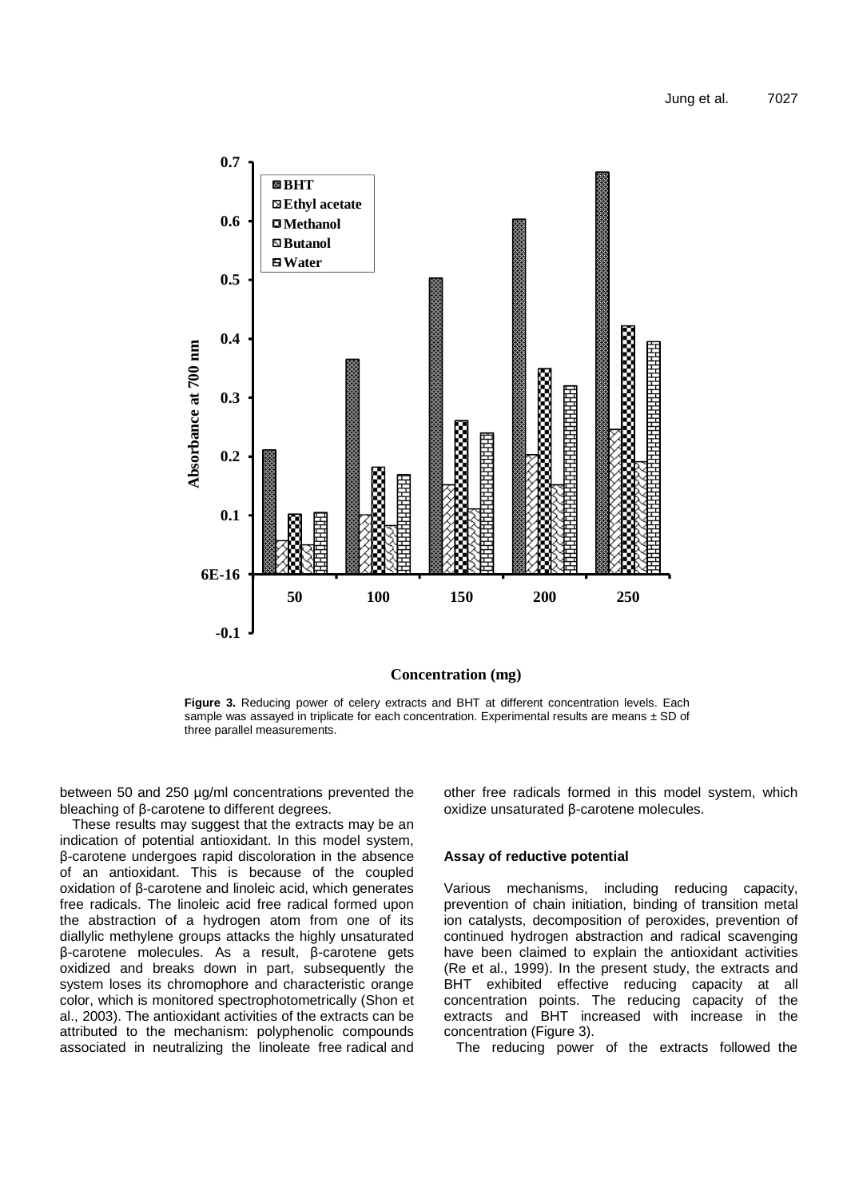**Figure 3.** Reducing power of celery extracts and BHT at different concentration levels. Each sample was assayed in triplicate for each concentration. Experimental results are means ± SD of three parallel measurements.

between 50 and 250 µg/ml concentrations prevented the bleaching of β-carotene to different degrees.

These results may suggest that the extracts may be an indication of potential antioxidant. In this model system, β-carotene undergoes rapid discoloration in the absence of an antioxidant. This is because of the coupled oxidation of β-carotene and linoleic acid, which generates free radicals. The linoleic acid free radical formed upon the abstraction of a hydrogen atom from one of its diallylic methylene groups attacks the highly unsaturated β-carotene molecules. As a result, β-carotene gets oxidized and breaks down in part, subsequently the system loses its chromophore and characteristic orange color, which is monitored spectrophotometrically (Shon et al., 2003). The antioxidant activities of the extracts can be attributed to the mechanism: polyphenolic compounds associated in neutralizing the linoleate free radical and other free radicals formed in this model system, which oxidize unsaturated β-carotene molecules.

### Assay of reductive potential

Various mechanisms, including reducing capacity, prevention of chain initiation, binding of transition metal ion catalysts, decomposition of peroxides, prevention of continued hydrogen abstraction and radical scavenging have been claimed to explain the antioxidant activities (Re et al., 1999). In the present study, the extracts and BHT exhibited effective reducing capacity at all concentration points. The reducing capacity of the extracts and BHT increased with increase in the concentration (Figure 3).

The reducing power of the extracts followed the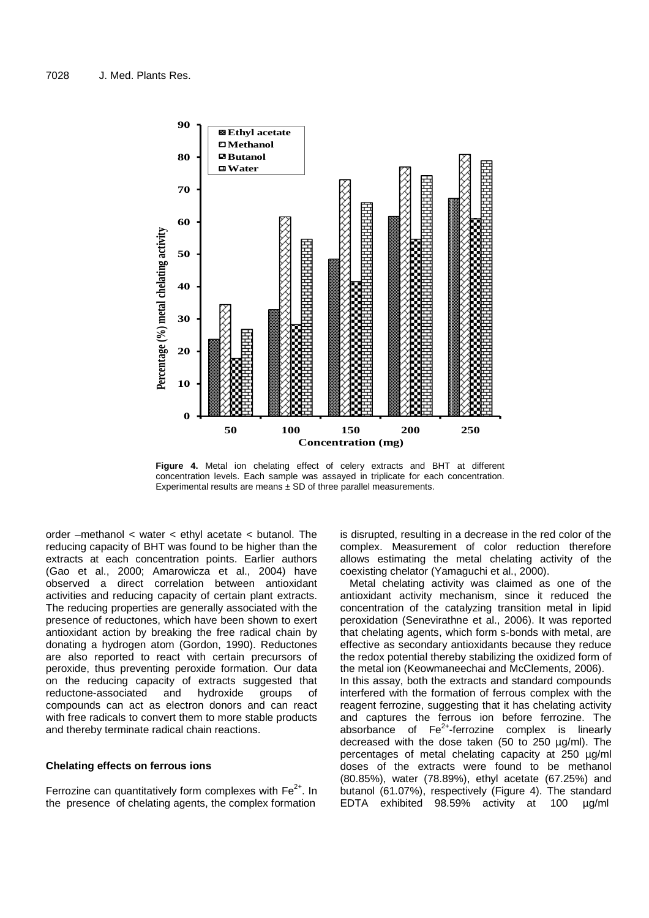Figure 4. Metal ion chelating effect of celery extracts and BHT at different concentration levels. Each sample was assayed in triplicate for each concentration. Experimental results are means ± SD of three parallel measurements.

order –methanol < water < ethyl acetate < butanol. The reducing capacity of BHT was found to be higher than the extracts at each concentration points. Earlier authors (Gao et al., 2000; Amarowicza et al., 2004) have observed a direct correlation between antioxidant activities and reducing capacity of certain plant extracts. The reducing properties are generally associated with the presence of reductones, which have been shown to exert antioxidant action by breaking the free radical chain by donating a hydrogen atom (Gordon, 1990). Reductones are also reported to react with certain precursors of peroxide, thus preventing peroxide formation. Our data on the reducing capacity of extracts suggested that reductone-associated and hydroxide groups of compounds can act as electron donors and can react with free radicals to convert them to more stable products and thereby terminate radical chain reactions.

### Chelating effects on ferrous ions

Ferrozine can quantitatively form complexes with $Fe^{2+}$. In the presence of chelating agents, the complex formation is disrupted, resulting in a decrease in the red color of the complex. Measurement of color reduction therefore allows estimating the metal chelating activity of the coexisting chelator (Yamaguchi et al., 2000).

Metal chelating activity was claimed as one of the antioxidant activity mechanism, since it reduced the concentration of the catalyzing transition metal in lipid peroxidation (Senevirathne et al., 2006). It was reported that chelating agents, which form s-bonds with metal, are effective as secondary antioxidants because they reduce the redox potential thereby stabilizing the oxidized form of the metal ion (Keowmaneechai and McClements, 2006).

In this assay, both the extracts and standard compounds interfered with the formation of ferrous complex with the reagent ferrozine, suggesting that it has chelating activity and captures the ferrous ion before ferrozine. The absorbance of $Fe^{2+}$-ferrozine complex is linearly decreased with the dose taken (50 to 250 µg/ml). The percentages of metal chelating capacity at 250 µg/ml doses of the extracts were found to be methanol (80.85%), water (78.89%), ethyl acetate (67.25%) and butanol (61.07%), respectively (Figure 4). The standard EDTA exhibited 98.59% activity at 100 µg/ml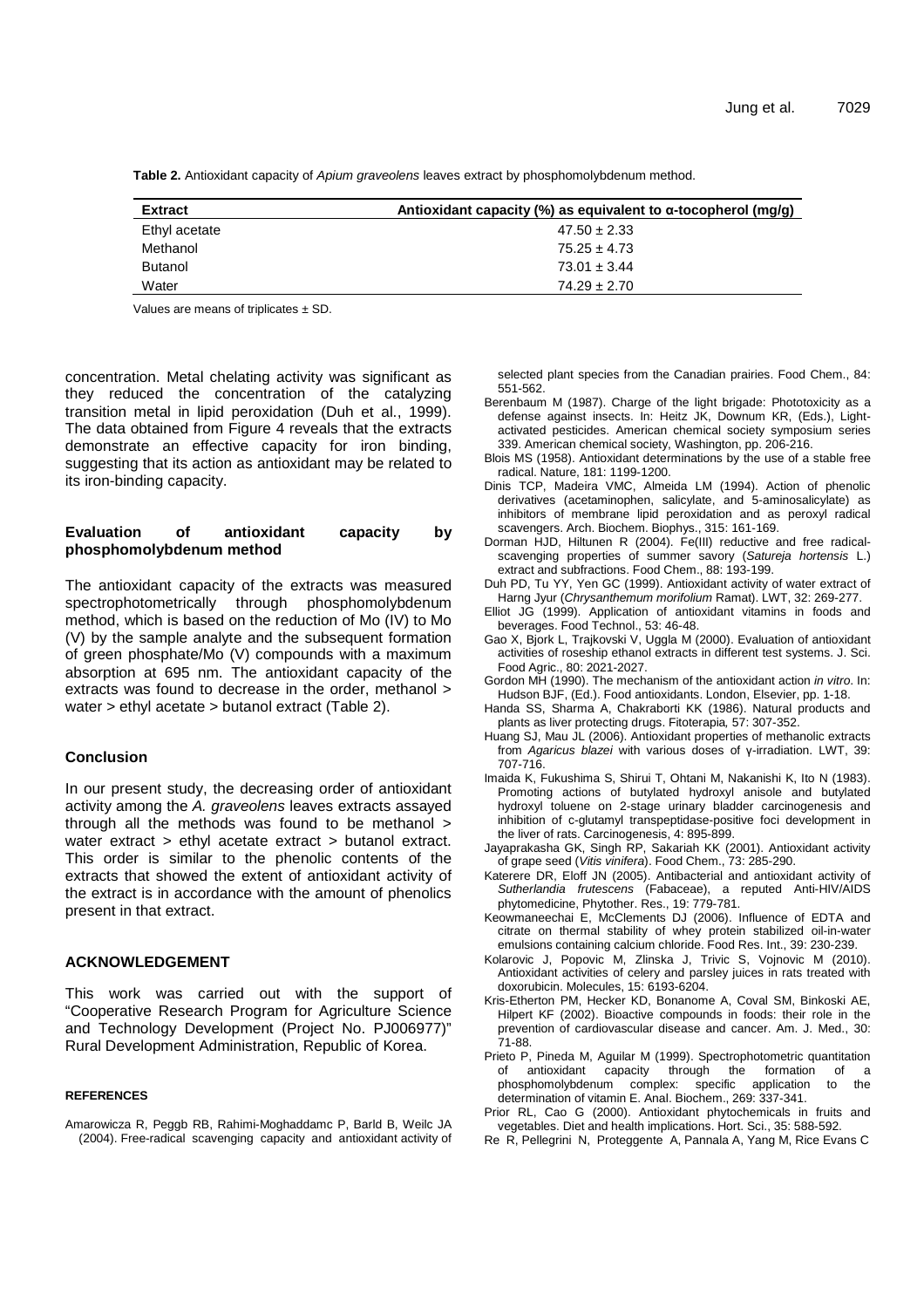**Table 2.** Antioxidant capacity of *Apium graveolens* leaves extract by phosphomolybdenum method.

| Extract | Antioxidant capacity (%) as equivalent to α-tocopherol (mg/g) |
|---|---|
| Ethyl acetate | 47.50 ± 2.33 |
| Methanol | 75.25 ± 4.73 |
| Butanol | 73.01 ± 3.44 |
| Water | 74.29 ± 2.70 |

Values are means of triplicates ± SD.

concentration. Metal chelating activity was significant as they reduced the concentration of the catalyzing transition metal in lipid peroxidation (Duh et al., 1999). The data obtained from Figure 4 reveals that the extracts demonstrate an effective capacity for iron binding, suggesting that its action as antioxidant may be related to its iron-binding capacity.

### Evaluation of antioxidant capacity by phosphomolybdenum method

The antioxidant capacity of the extracts was measured spectrophotometrically through phosphomolybdenum method, which is based on the reduction of Mo (IV) to Mo (V) by the sample analyte and the subsequent formation of green phosphate/Mo (V) compounds with a maximum absorption at 695 nm. The antioxidant capacity of the extracts was found to decrease in the order, methanol > water > ethyl acetate > butanol extract (Table 2).

## Conclusion

In our present study, the decreasing order of antioxidant activity among the *A. graveolens* leaves extracts assayed through all the methods was found to be methanol > water extract > ethyl acetate extract > butanol extract. This order is similar to the phenolic contents of the extracts that showed the extent of antioxidant activity of the extract is in accordance with the amount of phenolics present in that extract.

## ACKNOWLEDGEMENT

This work was carried out with the support of "Cooperative Research Program for Agriculture Science and Technology Development (Project No. PJ006977)" Rural Development Administration, Republic of Korea.

## REFERENCES

Amarowicza R, Peggb RB, Rahimi-Moghaddamc P, Barld B, Weilc JA (2004). Free-radical scavenging capacity and antioxidant activity of selected plant species from the Canadian prairies. Food Chem., 84: 551-562.

Berenbaum M (1987). Charge of the light brigade: Phototoxicity as a defense against insects. In: Heitz JK, Downum KR, (Eds.), Light-activated pesticides. American chemical society symposium series 339. American chemical society, Washington, pp. 206-216.

Blois MS (1958). Antioxidant determinations by the use of a stable free radical. Nature, 181: 1199-1200.

Dinis TCP, Madeira VMC, Almeida LM (1994). Action of phenolic derivatives (acetaminophen, salicylate, and 5-aminosalicylate) as inhibitors of membrane lipid peroxidation and as peroxyl radical scavengers. Arch. Biochem. Biophys., 315: 161-169.

Dorman HJD, Hiltunen R (2004). Fe(III) reductive and free radical-scavenging properties of summer savory (*Satureja hortensis* L.) extract and subfractions. Food Chem., 88: 193-199.

Duh PD, Tu YY, Yen GC (1999). Antioxidant activity of water extract of Harng Jyur (*Chrysanthemum morifolium* Ramat). LWT, 32: 269-277.

Elliot JG (1999). Application of antioxidant vitamins in foods and beverages. Food Technol., 53: 46-48.

Gao X, Bjork L, Trajkovski V, Uggla M (2000). Evaluation of antioxidant activities of roseship ethanol extracts in different test systems. J. Sci. Food Agric., 80: 2021-2027.

Gordon MH (1990). The mechanism of the antioxidant action *in vitro*. In: Hudson BJF, (Ed.). Food antioxidants. London, Elsevier, pp. 1-18.

Handa SS, Sharma A, Chakraborti KK (1986). Natural products and plants as liver protecting drugs. Fitoterapia*,* 57: 307-352.

Huang SJ, Mau JL (2006). Antioxidant properties of methanolic extracts from *Agaricus blazei* with various doses of γ-irradiation. LWT, 39: 707-716.

Imaida K, Fukushima S, Shirui T, Ohtani M, Nakanishi K, Ito N (1983). Promoting actions of butylated hydroxyl anisole and butylated hydroxyl toluene on 2-stage urinary bladder carcinogenesis and inhibition of c-glutamyl transpeptidase-positive foci development in the liver of rats. Carcinogenesis, 4: 895-899.

Jayaprakasha GK, Singh RP, Sakariah KK (2001). Antioxidant activity of grape seed (*Vitis vinifera*). Food Chem., 73: 285-290.

Katerere DR, Eloff JN (2005). Antibacterial and antioxidant activity of *Sutherlandia frutescens* (Fabaceae), a reputed Anti-HIV/AIDS phytomedicine, Phytother. Res., 19: 779-781.

Keowmaneechai E, McClements DJ (2006). Influence of EDTA and citrate on thermal stability of whey protein stabilized oil-in-water emulsions containing calcium chloride. Food Res. Int., 39: 230-239.

Kolarovic J, Popovic M, Zlinska J, Trivic S, Vojnovic M (2010). Antioxidant activities of celery and parsley juices in rats treated with doxorubicin. Molecules, 15: 6193-6204.

Kris-Etherton PM, Hecker KD, Bonanome A, Coval SM, Binkoski AE, Hilpert KF (2002). Bioactive compounds in foods: their role in the prevention of cardiovascular disease and cancer. Am. J. Med., 30: 71-88.

Prieto P, Pineda M, Aguilar M (1999). Spectrophotometric quantitation of antioxidant capacity through the formation of a phosphomolybdenum complex: specific application to the determination of vitamin E. Anal. Biochem., 269: 337-341.

Prior RL, Cao G (2000). Antioxidant phytochemicals in fruits and vegetables. Diet and health implications. Hort. Sci., 35: 588-592.

Re R, Pellegrini N, Proteggente A, Pannala A, Yang M, Rice Evans C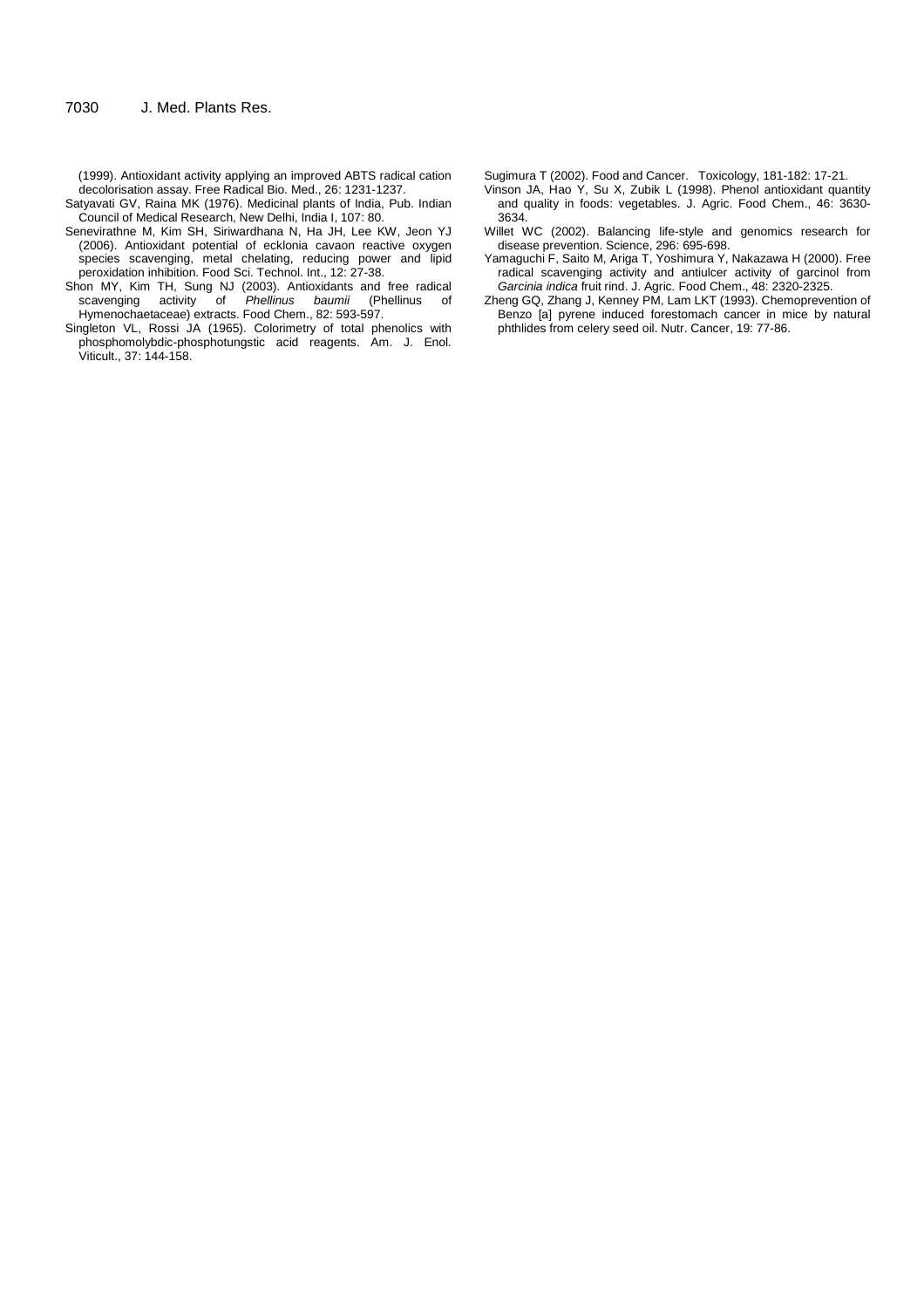(1999). Antioxidant activity applying an improved ABTS radical cation decolorisation assay. Free Radical Bio. Med., 26: 1231-1237.

Satyavati GV, Raina MK (1976). Medicinal plants of India, Pub. Indian Council of Medical Research, New Delhi, India I, 107: 80.

Senevirathne M, Kim SH, Siriwardhana N, Ha JH, Lee KW, Jeon YJ (2006). Antioxidant potential of ecklonia cavaon reactive oxygen species scavenging, metal chelating, reducing power and lipid peroxidation inhibition. Food Sci. Technol. Int., 12: 27-38.

Shon MY, Kim TH, Sung NJ (2003). Antioxidants and free radical scavenging activity of *Phellinus baumii* (Phellinus of Hymenochaetaceae) extracts. Food Chem., 82: 593-597.

Singleton VL, Rossi JA (1965). Colorimetry of total phenolics with phosphomolybdic-phosphotungstic acid reagents. Am. J. Enol. Viticult., 37: 144-158.

Sugimura T (2002). Food and Cancer. Toxicology, 181-182: 17-21.

Vinson JA, Hao Y, Su X, Zubik L (1998). Phenol antioxidant quantity and quality in foods: vegetables. J. Agric. Food Chem., 46: 3630-3634.

Willet WC (2002). Balancing life-style and genomics research for disease prevention. Science, 296: 695-698.

Yamaguchi F, Saito M, Ariga T, Yoshimura Y, Nakazawa H (2000). Free radical scavenging activity and antiulcer activity of garcinol from *Garcinia indica* fruit rind. J. Agric. Food Chem., 48: 2320-2325.

Zheng GQ, Zhang J, Kenney PM, Lam LKT (1993). Chemoprevention of Benzo [a] pyrene induced forestomach cancer in mice by natural phthlides from celery seed oil. Nutr. Cancer, 19: 77-86.